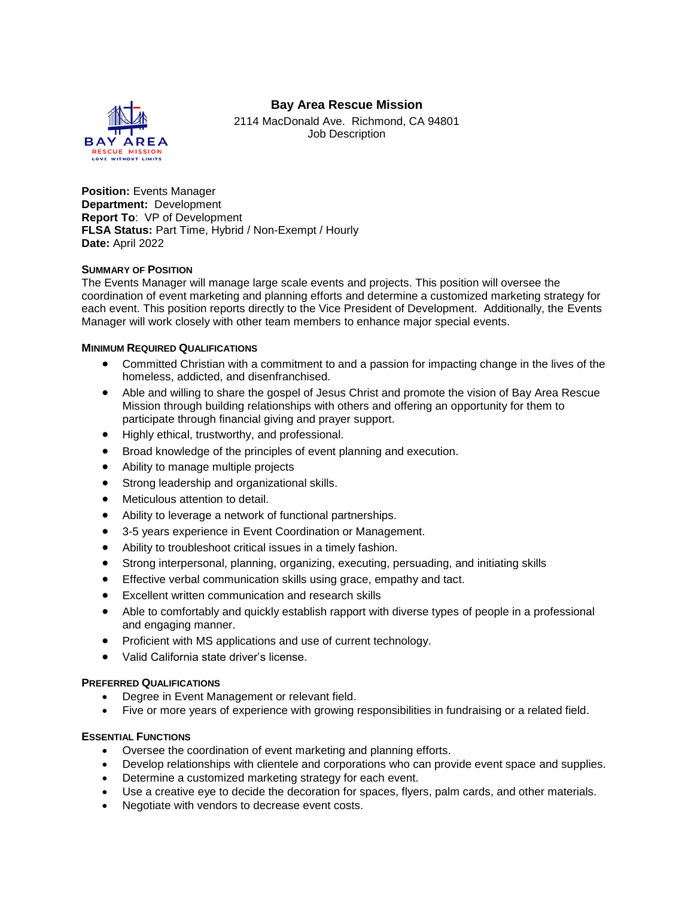# Bay Area Rescue Mission

2114 MacDonald Ave. Richmond, CA 94801
Job Description

**Position:** Events Manager
**Department:** Development
**Report To**: VP of Development
**FLSA Status:** Part Time, Hybrid / Non-Exempt / Hourly
**Date:** April 2022

## Summary of Position

The Events Manager will manage large scale events and projects. This position will oversee the coordination of event marketing and planning efforts and determine a customized marketing strategy for each event. This position reports directly to the Vice President of Development. Additionally, the Events Manager will work closely with other team members to enhance major special events.

## Minimum Required Qualifications

- Committed Christian with a commitment to and a passion for impacting change in the lives of the homeless, addicted, and disenfranchised.
- Able and willing to share the gospel of Jesus Christ and promote the vision of Bay Area Rescue Mission through building relationships with others and offering an opportunity for them to participate through financial giving and prayer support.
- Highly ethical, trustworthy, and professional.
- Broad knowledge of the principles of event planning and execution.
- Ability to manage multiple projects
- Strong leadership and organizational skills.
- Meticulous attention to detail.
- Ability to leverage a network of functional partnerships.
- 3-5 years experience in Event Coordination or Management.
- Ability to troubleshoot critical issues in a timely fashion.
- Strong interpersonal, planning, organizing, executing, persuading, and initiating skills
- Effective verbal communication skills using grace, empathy and tact.
- Excellent written communication and research skills
- Able to comfortably and quickly establish rapport with diverse types of people in a professional and engaging manner.
- Proficient with MS applications and use of current technology.
- Valid California state driver's license.

## Preferred Qualifications

- Degree in Event Management or relevant field.
- Five or more years of experience with growing responsibilities in fundraising or a related field.

## Essential Functions

- Oversee the coordination of event marketing and planning efforts.
- Develop relationships with clientele and corporations who can provide event space and supplies.
- Determine a customized marketing strategy for each event.
- Use a creative eye to decide the decoration for spaces, flyers, palm cards, and other materials.
- Negotiate with vendors to decrease event costs.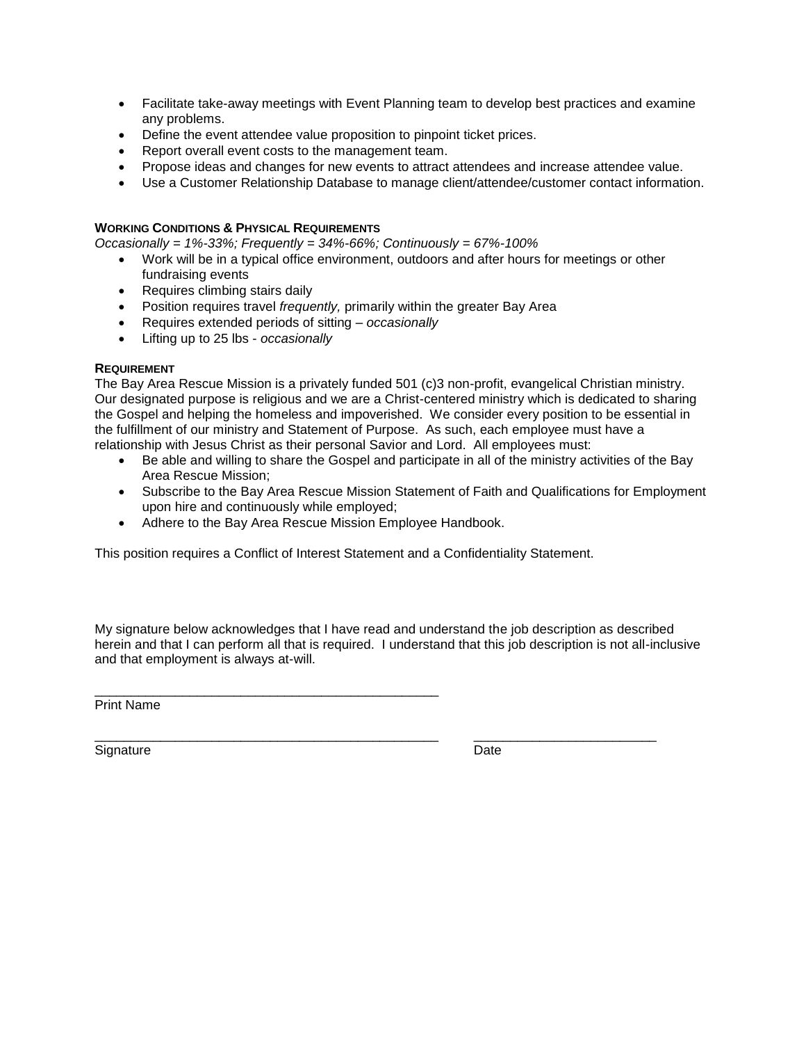- Facilitate take-away meetings with Event Planning team to develop best practices and examine any problems.
- Define the event attendee value proposition to pinpoint ticket prices.
- Report overall event costs to the management team.
- Propose ideas and changes for new events to attract attendees and increase attendee value.
- Use a Customer Relationship Database to manage client/attendee/customer contact information.

**WORKING CONDITIONS & PHYSICAL REQUIREMENTS**

*Occasionally = 1%-33%; Frequently = 34%-66%; Continuously = 67%-100%*

- Work will be in a typical office environment, outdoors and after hours for meetings or other fundraising events
- Requires climbing stairs daily
- Position requires travel *frequently,* primarily within the greater Bay Area
- Requires extended periods of sitting – *occasionally*
- Lifting up to 25 lbs - *occasionally*

**REQUIREMENT**

The Bay Area Rescue Mission is a privately funded 501 (c)3 non-profit, evangelical Christian ministry. Our designated purpose is religious and we are a Christ-centered ministry which is dedicated to sharing the Gospel and helping the homeless and impoverished. We consider every position to be essential in the fulfillment of our ministry and Statement of Purpose. As such, each employee must have a relationship with Jesus Christ as their personal Savior and Lord. All employees must:

- Be able and willing to share the Gospel and participate in all of the ministry activities of the Bay Area Rescue Mission;
- Subscribe to the Bay Area Rescue Mission Statement of Faith and Qualifications for Employment upon hire and continuously while employed;
- Adhere to the Bay Area Rescue Mission Employee Handbook.

This position requires a Conflict of Interest Statement and a Confidentiality Statement.

My signature below acknowledges that I have read and understand the job description as described herein and that I can perform all that is required. I understand that this job description is not all-inclusive and that employment is always at-will.

\_\_\_\_\_\_\_\_\_\_\_\_\_\_\_\_\_\_\_\_\_\_\_\_\_\_\_\_\_\_\_\_\_\_\_\_\_\_\_\_\_\_\_\_\_\_\_\_

Print Name

\_\_\_\_\_\_\_\_\_\_\_\_\_\_\_\_\_\_\_\_\_\_\_\_\_\_\_\_\_\_\_\_\_\_\_\_\_\_\_\_\_\_\_\_\_\_\_\_ \_\_\_\_\_\_\_\_\_\_\_\_\_\_\_\_\_\_\_\_\_\_\_\_\_\_

Signature Date